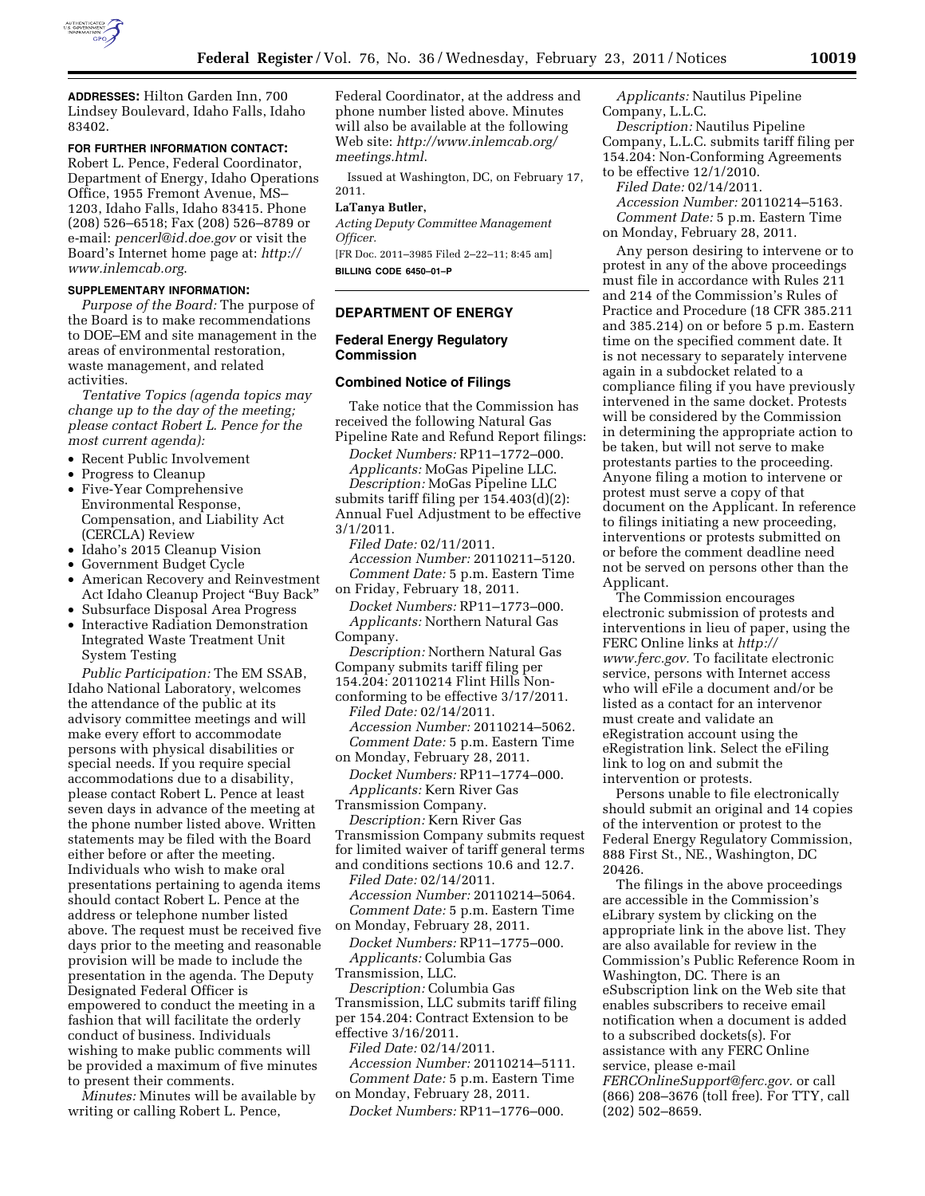**ADDRESSES:** Hilton Garden Inn, 700 Lindsey Boulevard, Idaho Falls, Idaho 83402.

**FOR FURTHER INFORMATION CONTACT:** Robert L. Pence, Federal Coordinator, Department of Energy, Idaho Operations Office, 1955 Fremont Avenue, MS–1203, Idaho Falls, Idaho 83415. Phone (208) 526–6518; Fax (208) 526–8789 or e-mail: *pencerl@id.doe.gov* or visit the Board's Internet home page at: *http://www.inlemcab.org.*

**SUPPLEMENTARY INFORMATION:**

*Purpose of the Board:* The purpose of the Board is to make recommendations to DOE–EM and site management in the areas of environmental restoration, waste management, and related activities.

*Tentative Topics (agenda topics may change up to the day of the meeting; please contact Robert L. Pence for the most current agenda):*

- Recent Public Involvement
- Progress to Cleanup
- Five-Year Comprehensive Environmental Response, Compensation, and Liability Act (CERCLA) Review
- Idaho's 2015 Cleanup Vision
- Government Budget Cycle
- American Recovery and Reinvestment Act Idaho Cleanup Project "Buy Back"
- Subsurface Disposal Area Progress
- Interactive Radiation Demonstration Integrated Waste Treatment Unit System Testing

*Public Participation:* The EM SSAB, Idaho National Laboratory, welcomes the attendance of the public at its advisory committee meetings and will make every effort to accommodate persons with physical disabilities or special needs. If you require special accommodations due to a disability, please contact Robert L. Pence at least seven days in advance of the meeting at the phone number listed above. Written statements may be filed with the Board either before or after the meeting. Individuals who wish to make oral presentations pertaining to agenda items should contact Robert L. Pence at the address or telephone number listed above. The request must be received five days prior to the meeting and reasonable provision will be made to include the presentation in the agenda. The Deputy Designated Federal Officer is empowered to conduct the meeting in a fashion that will facilitate the orderly conduct of business. Individuals wishing to make public comments will be provided a maximum of five minutes to present their comments.

*Minutes:* Minutes will be available by writing or calling Robert L. Pence, Federal Coordinator, at the address and phone number listed above. Minutes will also be available at the following Web site: *http://www.inlemcab.org/meetings.html.*

Issued at Washington, DC, on February 17, 2011.

**LaTanya Butler,**

*Acting Deputy Committee Management Officer.*

[FR Doc. 2011–3985 Filed 2–22–11; 8:45 am]

**BILLING CODE 6450–01–P**

## DEPARTMENT OF ENERGY

### Federal Energy Regulatory Commission

### Combined Notice of Filings

Take notice that the Commission has received the following Natural Gas Pipeline Rate and Refund Report filings:

*Docket Numbers:* RP11–1772–000.
*Applicants:* MoGas Pipeline LLC.
*Description:* MoGas Pipeline LLC submits tariff filing per 154.403(d)(2): Annual Fuel Adjustment to be effective 3/1/2011.
*Filed Date:* 02/11/2011.
*Accession Number:* 20110211–5120.
*Comment Date:* 5 p.m. Eastern Time on Friday, February 18, 2011.

*Docket Numbers:* RP11–1773–000.
*Applicants:* Northern Natural Gas Company.
*Description:* Northern Natural Gas Company submits tariff filing per 154.204: 20110214 Flint Hills Non-conforming to be effective 3/17/2011.
*Filed Date:* 02/14/2011.
*Accession Number:* 20110214–5062.
*Comment Date:* 5 p.m. Eastern Time on Monday, February 28, 2011.

*Docket Numbers:* RP11–1774–000.
*Applicants:* Kern River Gas Transmission Company.
*Description:* Kern River Gas Transmission Company submits request for limited waiver of tariff general terms and conditions sections 10.6 and 12.7.
*Filed Date:* 02/14/2011.
*Accession Number:* 20110214–5064.
*Comment Date:* 5 p.m. Eastern Time on Monday, February 28, 2011.

*Docket Numbers:* RP11–1775–000.
*Applicants:* Columbia Gas Transmission, LLC.
*Description:* Columbia Gas Transmission, LLC submits tariff filing per 154.204: Contract Extension to be effective 3/16/2011.
*Filed Date:* 02/14/2011.
*Accession Number:* 20110214–5111.
*Comment Date:* 5 p.m. Eastern Time on Monday, February 28, 2011.

*Docket Numbers:* RP11–1776–000.
*Applicants:* Nautilus Pipeline Company, L.L.C.
*Description:* Nautilus Pipeline Company, L.L.C. submits tariff filing per 154.204: Non-Conforming Agreements to be effective 12/1/2010.
*Filed Date:* 02/14/2011.
*Accession Number:* 20110214–5163.
*Comment Date:* 5 p.m. Eastern Time on Monday, February 28, 2011.

Any person desiring to intervene or to protest in any of the above proceedings must file in accordance with Rules 211 and 214 of the Commission's Rules of Practice and Procedure (18 CFR 385.211 and 385.214) on or before 5 p.m. Eastern time on the specified comment date. It is not necessary to separately intervene again in a subdocket related to a compliance filing if you have previously intervened in the same docket. Protests will be considered by the Commission in determining the appropriate action to be taken, but will not serve to make protestants parties to the proceeding. Anyone filing a motion to intervene or protest must serve a copy of that document on the Applicant. In reference to filings initiating a new proceeding, interventions or protests submitted on or before the comment deadline need not be served on persons other than the Applicant.

The Commission encourages electronic submission of protests and interventions in lieu of paper, using the FERC Online links at *http://www.ferc.gov.* To facilitate electronic service, persons with Internet access who will eFile a document and/or be listed as a contact for an intervenor must create and validate an eRegistration account using the eRegistration link. Select the eFiling link to log on and submit the intervention or protests.

Persons unable to file electronically should submit an original and 14 copies of the intervention or protest to the Federal Energy Regulatory Commission, 888 First St., NE., Washington, DC 20426.

The filings in the above proceedings are accessible in the Commission's eLibrary system by clicking on the appropriate link in the above list. They are also available for review in the Commission's Public Reference Room in Washington, DC. There is an eSubscription link on the Web site that enables subscribers to receive email notification when a document is added to a subscribed dockets(s). For assistance with any FERC Online service, please e-mail *FERCOnlineSupport@ferc.gov.* or call (866) 208–3676 (toll free). For TTY, call (202) 502–8659.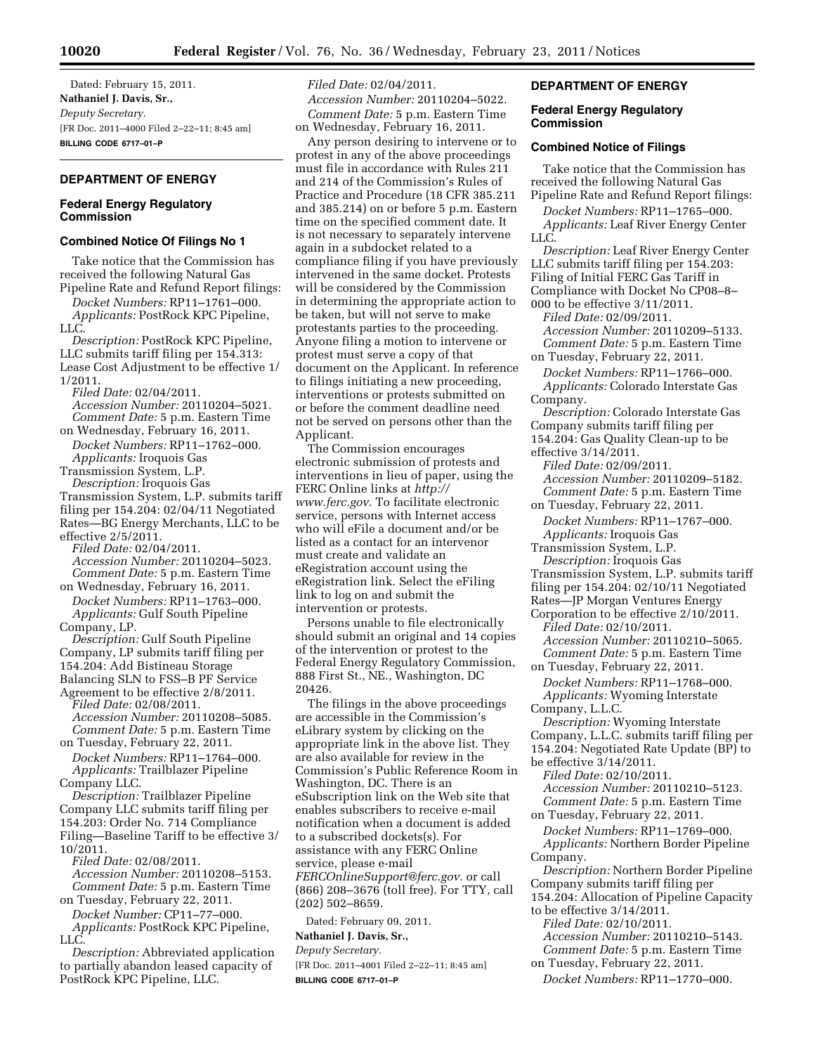Dated: February 15, 2011.

**Nathaniel J. Davis, Sr.,**

*Deputy Secretary.*

[FR Doc. 2011–4000 Filed 2–22–11; 8:45 am]

**BILLING CODE 6717–01–P**

## DEPARTMENT OF ENERGY

### Federal Energy Regulatory Commission

### Combined Notice Of Filings No 1

Take notice that the Commission has received the following Natural Gas Pipeline Rate and Refund Report filings:

*Docket Numbers:* RP11–1761–000.
*Applicants:* PostRock KPC Pipeline, LLC.
*Description:* PostRock KPC Pipeline, LLC submits tariff filing per 154.313: Lease Cost Adjustment to be effective 1/1/2011.
*Filed Date:* 02/04/2011.
*Accession Number:* 20110204–5021.
*Comment Date:* 5 p.m. Eastern Time on Wednesday, February 16, 2011.

*Docket Numbers:* RP11–1762–000.
*Applicants:* Iroquois Gas Transmission System, L.P.
*Description:* Iroquois Gas Transmission System, L.P. submits tariff filing per 154.204: 02/04/11 Negotiated Rates—BG Energy Merchants, LLC to be effective 2/5/2011.
*Filed Date:* 02/04/2011.
*Accession Number:* 20110204–5023.
*Comment Date:* 5 p.m. Eastern Time on Wednesday, February 16, 2011.

*Docket Numbers:* RP11–1763–000.
*Applicants:* Gulf South Pipeline Company, LP.
*Description:* Gulf South Pipeline Company, LP submits tariff filing per 154.204: Add Bistineau Storage Balancing SLN to FSS–B PF Service Agreement to be effective 2/8/2011.
*Filed Date:* 02/08/2011.
*Accession Number:* 20110208–5085.
*Comment Date:* 5 p.m. Eastern Time on Tuesday, February 22, 2011.

*Docket Numbers:* RP11–1764–000.
*Applicants:* Trailblazer Pipeline Company LLC.
*Description:* Trailblazer Pipeline Company LLC submits tariff filing per 154.203: Order No. 714 Compliance Filing—Baseline Tariff to be effective 3/10/2011.
*Filed Date:* 02/08/2011.
*Accession Number:* 20110208–5153.
*Comment Date:* 5 p.m. Eastern Time on Tuesday, February 22, 2011.

*Docket Number:* CP11–77–000.
*Applicants:* PostRock KPC Pipeline, LLC.
*Description:* Abbreviated application to partially abandon leased capacity of PostRock KPC Pipeline, LLC.
*Filed Date:* 02/04/2011.
*Accession Number:* 20110204–5022.
*Comment Date:* 5 p.m. Eastern Time on Wednesday, February 16, 2011.

Any person desiring to intervene or to protest in any of the above proceedings must file in accordance with Rules 211 and 214 of the Commission's Rules of Practice and Procedure (18 CFR 385.211 and 385.214) on or before 5 p.m. Eastern time on the specified comment date. It is not necessary to separately intervene again in a subdocket related to a compliance filing if you have previously intervened in the same docket. Protests will be considered by the Commission in determining the appropriate action to be taken, but will not serve to make protestants parties to the proceeding. Anyone filing a motion to intervene or protest must serve a copy of that document on the Applicant. In reference to filings initiating a new proceeding, interventions or protests submitted on or before the comment deadline need not be served on persons other than the Applicant.

The Commission encourages electronic submission of protests and interventions in lieu of paper, using the FERC Online links at *http://www.ferc.gov*. To facilitate electronic service, persons with Internet access who will eFile a document and/or be listed as a contact for an intervenor must create and validate an eRegistration account using the eRegistration link. Select the eFiling link to log on and submit the intervention or protests.

Persons unable to file electronically should submit an original and 14 copies of the intervention or protest to the Federal Energy Regulatory Commission, 888 First St., NE., Washington, DC 20426.

The filings in the above proceedings are accessible in the Commission's eLibrary system by clicking on the appropriate link in the above list. They are also available for review in the Commission's Public Reference Room in Washington, DC. There is an eSubscription link on the Web site that enables subscribers to receive e-mail notification when a document is added to a subscribed dockets(s). For assistance with any FERC Online service, please e-mail *FERCOnlineSupport@ferc.gov.* or call (866) 208–3676 (toll free). For TTY, call (202) 502–8659.

Dated: February 09, 2011.

**Nathaniel J. Davis, Sr.,**

*Deputy Secretary.*

[FR Doc. 2011–4001 Filed 2–22–11; 8:45 am]

**BILLING CODE 6717–01–P**

## DEPARTMENT OF ENERGY

### Federal Energy Regulatory Commission

### Combined Notice of Filings

Take notice that the Commission has received the following Natural Gas Pipeline Rate and Refund Report filings:

*Docket Numbers:* RP11–1765–000.
*Applicants:* Leaf River Energy Center LLC.
*Description:* Leaf River Energy Center LLC submits tariff filing per 154.203: Filing of Initial FERC Gas Tariff in Compliance with Docket No CP08–8–000 to be effective 3/11/2011.
*Filed Date:* 02/09/2011.
*Accession Number:* 20110209–5133.
*Comment Date:* 5 p.m. Eastern Time on Tuesday, February 22, 2011.

*Docket Numbers:* RP11–1766–000.
*Applicants:* Colorado Interstate Gas Company.
*Description:* Colorado Interstate Gas Company submits tariff filing per 154.204: Gas Quality Clean-up to be effective 3/14/2011.
*Filed Date:* 02/09/2011.
*Accession Number:* 20110209–5182.
*Comment Date:* 5 p.m. Eastern Time on Tuesday, February 22, 2011.

*Docket Numbers:* RP11–1767–000.
*Applicants:* Iroquois Gas Transmission System, L.P.
*Description:* Iroquois Gas Transmission System, L.P. submits tariff filing per 154.204: 02/10/11 Negotiated Rates—JP Morgan Ventures Energy Corporation to be effective 2/10/2011.
*Filed Date:* 02/10/2011.
*Accession Number:* 20110210–5065.
*Comment Date:* 5 p.m. Eastern Time on Tuesday, February 22, 2011.

*Docket Numbers:* RP11–1768–000.
*Applicants:* Wyoming Interstate Company, L.L.C.
*Description:* Wyoming Interstate Company, L.L.C. submits tariff filing per 154.204: Negotiated Rate Update (BP) to be effective 3/14/2011.
*Filed Date:* 02/10/2011.
*Accession Number:* 20110210–5123.
*Comment Date:* 5 p.m. Eastern Time on Tuesday, February 22, 2011.

*Docket Numbers:* RP11–1769–000.
*Applicants:* Northern Border Pipeline Company.
*Description:* Northern Border Pipeline Company submits tariff filing per 154.204: Allocation of Pipeline Capacity to be effective 3/14/2011.
*Filed Date:* 02/10/2011.
*Accession Number:* 20110210–5143.
*Comment Date:* 5 p.m. Eastern Time on Tuesday, February 22, 2011.

*Docket Numbers:* RP11–1770–000.